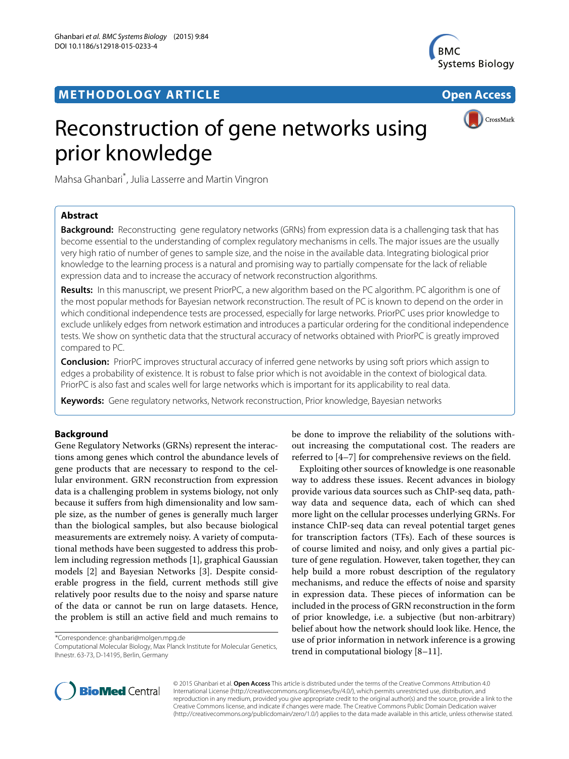METHODOLOGY ARTICLE

Open Access

# Reconstruction of gene networks using prior knowledge

Mahsa Ghanbari*, Julia Lasserre and Martin Vingron

## Abstract

**Background:** Reconstructing gene regulatory networks (GRNs) from expression data is a challenging task that has become essential to the understanding of complex regulatory mechanisms in cells. The major issues are the usually very high ratio of number of genes to sample size, and the noise in the available data. Integrating biological prior knowledge to the learning process is a natural and promising way to partially compensate for the lack of reliable expression data and to increase the accuracy of network reconstruction algorithms.

**Results:** In this manuscript, we present PriorPC, a new algorithm based on the PC algorithm. PC algorithm is one of the most popular methods for Bayesian network reconstruction. The result of PC is known to depend on the order in which conditional independence tests are processed, especially for large networks. PriorPC uses prior knowledge to exclude unlikely edges from network estimation and introduces a particular ordering for the conditional independence tests. We show on synthetic data that the structural accuracy of networks obtained with PriorPC is greatly improved compared to PC.

**Conclusion:** PriorPC improves structural accuracy of inferred gene networks by using soft priors which assign to edges a probability of existence. It is robust to false prior which is not avoidable in the context of biological data. PriorPC is also fast and scales well for large networks which is important for its applicability to real data.

**Keywords:** Gene regulatory networks, Network reconstruction, Prior knowledge, Bayesian networks

## Background

Gene Regulatory Networks (GRNs) represent the interactions among genes which control the abundance levels of gene products that are necessary to respond to the cellular environment. GRN reconstruction from expression data is a challenging problem in systems biology, not only because it suffers from high dimensionality and low sample size, as the number of genes is generally much larger than the biological samples, but also because biological measurements are extremely noisy. A variety of computational methods have been suggested to address this problem including regression methods [1], graphical Gaussian models [2] and Bayesian Networks [3]. Despite considerable progress in the field, current methods still give relatively poor results due to the noisy and sparse nature of the data or cannot be run on large datasets. Hence, the problem is still an active field and much remains to be done to improve the reliability of the solutions without increasing the computational cost. The readers are referred to [4–7] for comprehensive reviews on the field.

Exploiting other sources of knowledge is one reasonable way to address these issues. Recent advances in biology provide various data sources such as ChIP-seq data, pathway data and sequence data, each of which can shed more light on the cellular processes underlying GRNs. For instance ChIP-seq data can reveal potential target genes for transcription factors (TFs). Each of these sources is of course limited and noisy, and only gives a partial picture of gene regulation. However, taken together, they can help build a more robust description of the regulatory mechanisms, and reduce the effects of noise and sparsity in expression data. These pieces of information can be included in the process of GRN reconstruction in the form of prior knowledge, i.e. a subjective (but non-arbitrary) belief about how the network should look like. Hence, the use of prior information in network inference is a growing trend in computational biology [8–11].

*Correspondence: ghanbari@molgen.mpg.de
Computational Molecular Biology, Max Planck Institute for Molecular Genetics, Ihnestr. 63-73, D-14195, Berlin, Germany

© 2015 Ghanbari et al. **Open Access** This article is distributed under the terms of the Creative Commons Attribution 4.0 International License (http://creativecommons.org/licenses/by/4.0/), which permits unrestricted use, distribution, and reproduction in any medium, provided you give appropriate credit to the original author(s) and the source, provide a link to the Creative Commons license, and indicate if changes were made. The Creative Commons Public Domain Dedication waiver (http://creativecommons.org/publicdomain/zero/1.0/) applies to the data made available in this article, unless otherwise stated.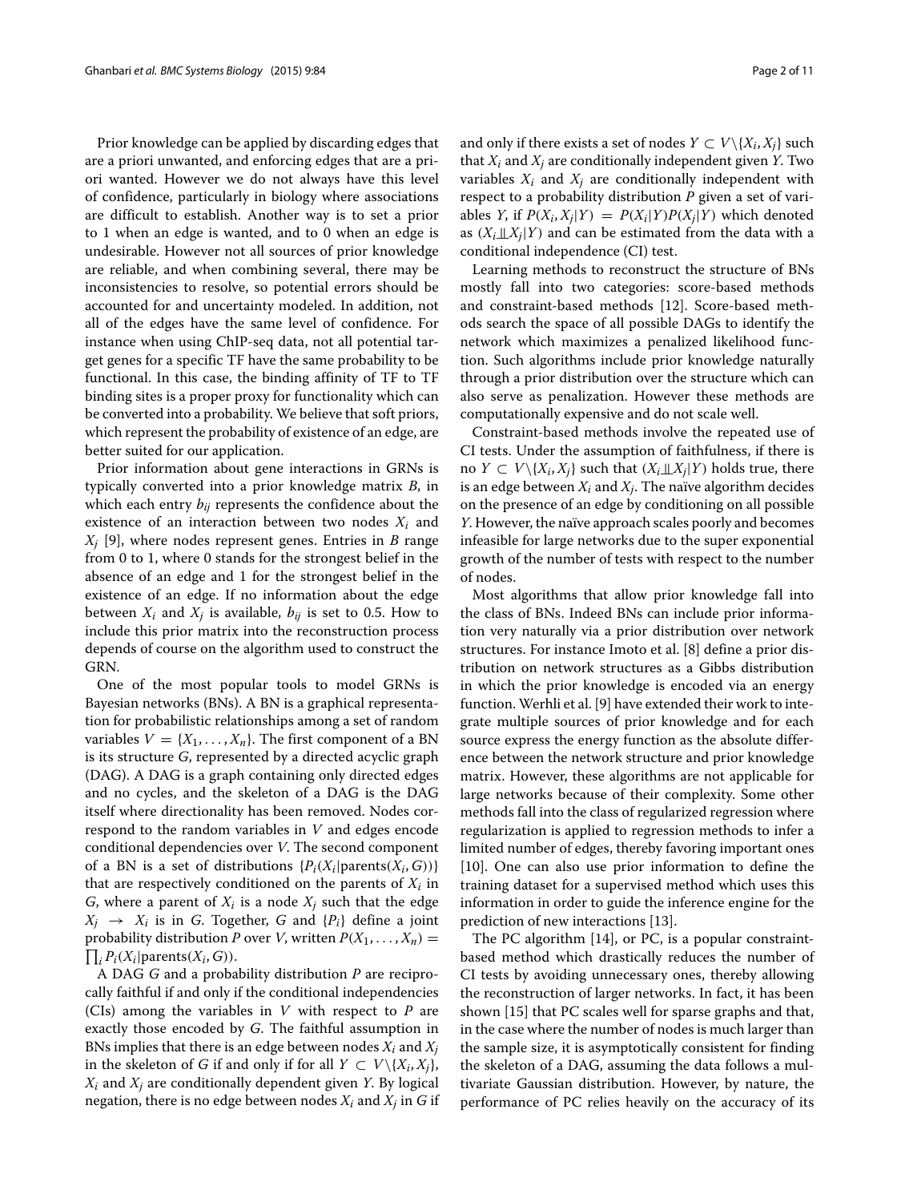Prior knowledge can be applied by discarding edges that are a priori unwanted, and enforcing edges that are a priori wanted. However we do not always have this level of confidence, particularly in biology where associations are difficult to establish. Another way is to set a prior to 1 when an edge is wanted, and to 0 when an edge is undesirable. However not all sources of prior knowledge are reliable, and when combining several, there may be inconsistencies to resolve, so potential errors should be accounted for and uncertainty modeled. In addition, not all of the edges have the same level of confidence. For instance when using ChIP-seq data, not all potential target genes for a specific TF have the same probability to be functional. In this case, the binding affinity of TF to TF binding sites is a proper proxy for functionality which can be converted into a probability. We believe that soft priors, which represent the probability of existence of an edge, are better suited for our application.

Prior information about gene interactions in GRNs is typically converted into a prior knowledge matrix $B$, in which each entry $b_{ij}$ represents the confidence about the existence of an interaction between two nodes $X_i$ and $X_j$ [9], where nodes represent genes. Entries in $B$ range from 0 to 1, where 0 stands for the strongest belief in the absence of an edge and 1 for the strongest belief in the existence of an edge. If no information about the edge between $X_i$ and $X_j$ is available, $b_{ij}$ is set to 0.5. How to include this prior matrix into the reconstruction process depends of course on the algorithm used to construct the GRN.

One of the most popular tools to model GRNs is Bayesian networks (BNs). A BN is a graphical representation for probabilistic relationships among a set of random variables $V = \{X_1, \ldots, X_n\}$. The first component of a BN is its structure $G$, represented by a directed acyclic graph (DAG). A DAG is a graph containing only directed edges and no cycles, and the skeleton of a DAG is the DAG itself where directionality has been removed. Nodes correspond to the random variables in $V$ and edges encode conditional dependencies over $V$. The second component of a BN is a set of distributions $\{P_i(X_i|\text{parents}(X_i, G))\}$ that are respectively conditioned on the parents of $X_i$ in $G$, where a parent of $X_i$ is a node $X_j$ such that the edge $X_j \rightarrow X_i$ is in $G$. Together, $G$ and $\{P_i\}$ define a joint probability distribution $P$ over $V$, written $P(X_1, \ldots, X_n) = \prod_i P_i(X_i|\text{parents}(X_i, G))$.

A DAG $G$ and a probability distribution $P$ are reciprocally faithful if and only if the conditional independencies (CIs) among the variables in $V$ with respect to $P$ are exactly those encoded by $G$. The faithful assumption in BNs implies that there is an edge between nodes $X_i$ and $X_j$ in the skeleton of $G$ if and only if for all $Y \subset V \setminus \{X_i, X_j\}$, $X_i$ and $X_j$ are conditionally dependent given $Y$. By logical negation, there is no edge between nodes $X_i$ and $X_j$ in $G$ if and only if there exists a set of nodes $Y \subset V \setminus \{X_i, X_j\}$ such that $X_i$ and $X_j$ are conditionally independent given $Y$. Two variables $X_i$ and $X_j$ are conditionally independent with respect to a probability distribution $P$ given a set of variables $Y$, if $P(X_i, X_j|Y) = P(X_i|Y)P(X_j|Y)$ which denoted as $(X_i \perp\!\!\!\perp X_j|Y)$ and can be estimated from the data with a conditional independence (CI) test.

Learning methods to reconstruct the structure of BNs mostly fall into two categories: score-based methods and constraint-based methods [12]. Score-based methods search the space of all possible DAGs to identify the network which maximizes a penalized likelihood function. Such algorithms include prior knowledge naturally through a prior distribution over the structure which can also serve as penalization. However these methods are computationally expensive and do not scale well.

Constraint-based methods involve the repeated use of CI tests. Under the assumption of faithfulness, if there is no $Y \subset V \setminus \{X_i, X_j\}$ such that $(X_i \perp\!\!\!\perp X_j|Y)$ holds true, there is an edge between $X_i$ and $X_j$. The naïve algorithm decides on the presence of an edge by conditioning on all possible $Y$. However, the naïve approach scales poorly and becomes infeasible for large networks due to the super exponential growth of the number of tests with respect to the number of nodes.

Most algorithms that allow prior knowledge fall into the class of BNs. Indeed BNs can include prior information very naturally via a prior distribution over network structures. For instance Imoto et al. [8] define a prior distribution on network structures as a Gibbs distribution in which the prior knowledge is encoded via an energy function. Werhli et al. [9] have extended their work to integrate multiple sources of prior knowledge and for each source express the energy function as the absolute difference between the network structure and prior knowledge matrix. However, these algorithms are not applicable for large networks because of their complexity. Some other methods fall into the class of regularized regression where regularization is applied to regression methods to infer a limited number of edges, thereby favoring important ones [10]. One can also use prior information to define the training dataset for a supervised method which uses this information in order to guide the inference engine for the prediction of new interactions [13].

The PC algorithm [14], or PC, is a popular constraint-based method which drastically reduces the number of CI tests by avoiding unnecessary ones, thereby allowing the reconstruction of larger networks. In fact, it has been shown [15] that PC scales well for sparse graphs and that, in the case where the number of nodes is much larger than the sample size, it is asymptotically consistent for finding the skeleton of a DAG, assuming the data follows a multivariate Gaussian distribution. However, by nature, the performance of PC relies heavily on the accuracy of its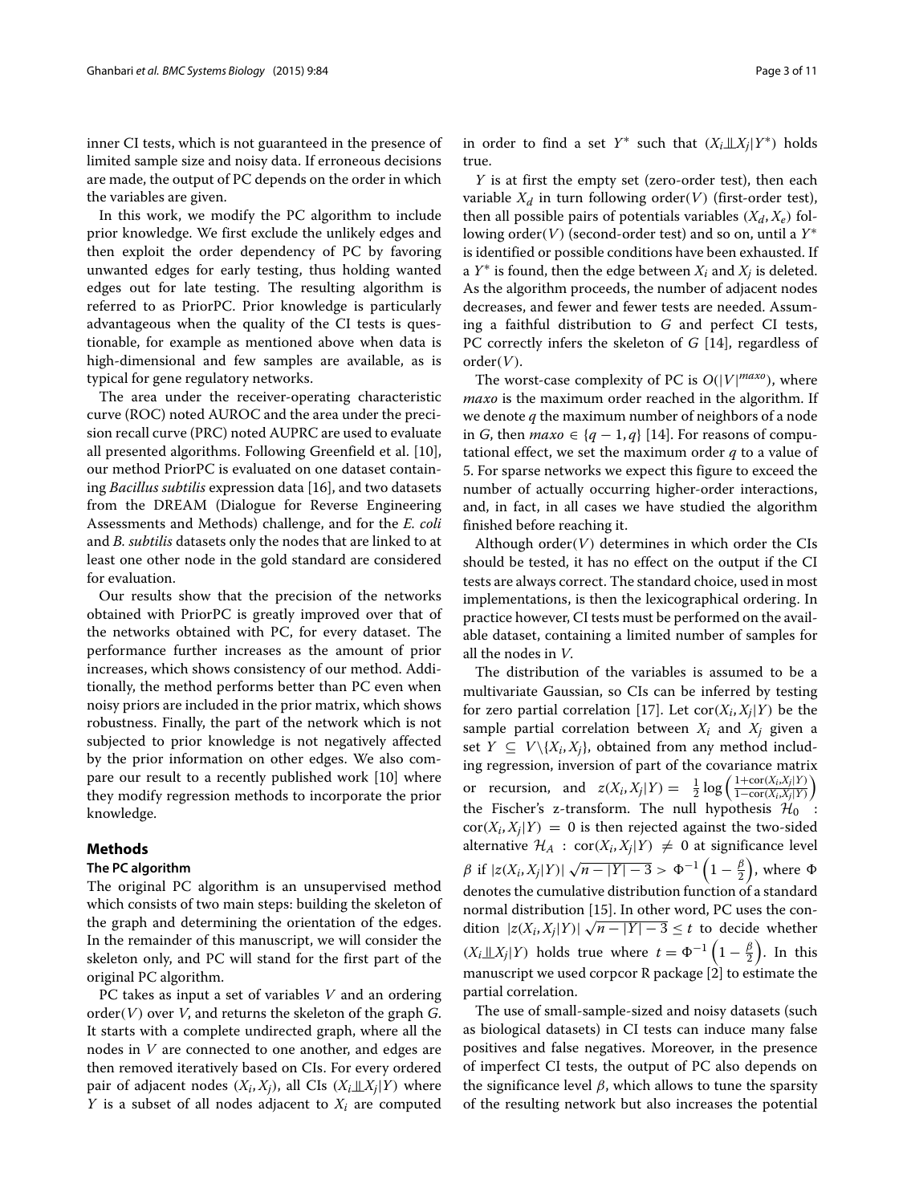inner CI tests, which is not guaranteed in the presence of limited sample size and noisy data. If erroneous decisions are made, the output of PC depends on the order in which the variables are given.

In this work, we modify the PC algorithm to include prior knowledge. We first exclude the unlikely edges and then exploit the order dependency of PC by favoring unwanted edges for early testing, thus holding wanted edges out for late testing. The resulting algorithm is referred to as PriorPC. Prior knowledge is particularly advantageous when the quality of the CI tests is questionable, for example as mentioned above when data is high-dimensional and few samples are available, as is typical for gene regulatory networks.

The area under the receiver-operating characteristic curve (ROC) noted AUROC and the area under the precision recall curve (PRC) noted AUPRC are used to evaluate all presented algorithms. Following Greenfield et al. [10], our method PriorPC is evaluated on one dataset containing *Bacillus subtilis* expression data [16], and two datasets from the DREAM (Dialogue for Reverse Engineering Assessments and Methods) challenge, and for the *E. coli* and *B. subtilis* datasets only the nodes that are linked to at least one other node in the gold standard are considered for evaluation.

Our results show that the precision of the networks obtained with PriorPC is greatly improved over that of the networks obtained with PC, for every dataset. The performance further increases as the amount of prior increases, which shows consistency of our method. Additionally, the method performs better than PC even when noisy priors are included in the prior matrix, which shows robustness. Finally, the part of the network which is not subjected to prior knowledge is not negatively affected by the prior information on other edges. We also compare our result to a recently published work [10] where they modify regression methods to incorporate the prior knowledge.

## Methods

### The PC algorithm

The original PC algorithm is an unsupervised method which consists of two main steps: building the skeleton of the graph and determining the orientation of the edges. In the remainder of this manuscript, we will consider the skeleton only, and PC will stand for the first part of the original PC algorithm.

PC takes as input a set of variables $V$ and an ordering $\text{order}(V)$ over $V$, and returns the skeleton of the graph $G$. It starts with a complete undirected graph, where all the nodes in $V$ are connected to one another, and edges are then removed iteratively based on CIs. For every ordered pair of adjacent nodes $(X_i, X_j)$, all CIs $(X_i \perp\!\!\!\perp X_j | Y)$ where $Y$ is a subset of all nodes adjacent to $X_i$ are computed in order to find a set $Y^*$ such that $(X_i \perp\!\!\!\perp X_j | Y^*)$ holds true.

$Y$ is at first the empty set (zero-order test), then each variable $X_d$ in turn following $\text{order}(V)$ (first-order test), then all possible pairs of potentials variables $(X_d, X_e)$ following $\text{order}(V)$ (second-order test) and so on, until a $Y^*$ is identified or possible conditions have been exhausted. If a $Y^*$ is found, then the edge between $X_i$ and $X_j$ is deleted. As the algorithm proceeds, the number of adjacent nodes decreases, and fewer and fewer tests are needed. Assuming a faithful distribution to $G$ and perfect CI tests, PC correctly infers the skeleton of $G$ [14], regardless of $\text{order}(V)$.

The worst-case complexity of PC is $O(|V|^{maxo})$, where *maxo* is the maximum order reached in the algorithm. If we denote $q$ the maximum number of neighbors of a node in $G$, then $maxo \in \{q-1, q\}$ [14]. For reasons of computational effect, we set the maximum order $q$ to a value of 5. For sparse networks we expect this figure to exceed the number of actually occurring higher-order interactions, and, in fact, in all cases we have studied the algorithm finished before reaching it.

Although $\text{order}(V)$ determines in which order the CIs should be tested, it has no effect on the output if the CI tests are always correct. The standard choice, used in most implementations, is then the lexicographical ordering. In practice however, CI tests must be performed on the available dataset, containing a limited number of samples for all the nodes in $V$.

The distribution of the variables is assumed to be a multivariate Gaussian, so CIs can be inferred by testing for zero partial correlation [17]. Let $\text{cor}(X_i, X_j|Y)$ be the sample partial correlation between $X_i$ and $X_j$ given a set $Y \subseteq V \backslash \{X_i, X_j\}$, obtained from any method including regression, inversion of part of the covariance matrix or recursion, and $z(X_i, X_j|Y) = \frac{1}{2}\log\left(\frac{1+\text{cor}(X_i,X_j|Y)}{1-\text{cor}(X_i,X_j|Y)}\right)$ the Fischer's z-transform. The null hypothesis $\mathcal{H}_0$ : $\text{cor}(X_i, X_j|Y) = 0$ is then rejected against the two-sided alternative $\mathcal{H}_A$ : $\text{cor}(X_i, X_j|Y) \neq 0$ at significance level $\beta$ if $|z(X_i, X_j|Y)|\sqrt{n-|Y|-3} > \Phi^{-1}\left(1-\frac{\beta}{2}\right)$, where $\Phi$ denotes the cumulative distribution function of a standard normal distribution [15]. In other word, PC uses the condition $|z(X_i, X_j|Y)|\sqrt{n-|Y|-3} \leq t$ to decide whether $(X_i \perp\!\!\!\perp X_j|Y)$ holds true where $t = \Phi^{-1}\left(1-\frac{\beta}{2}\right)$. In this manuscript we used corpcor R package [2] to estimate the partial correlation.

The use of small-sample-sized and noisy datasets (such as biological datasets) in CI tests can induce many false positives and false negatives. Moreover, in the presence of imperfect CI tests, the output of PC also depends on the significance level $\beta$, which allows to tune the sparsity of the resulting network but also increases the potential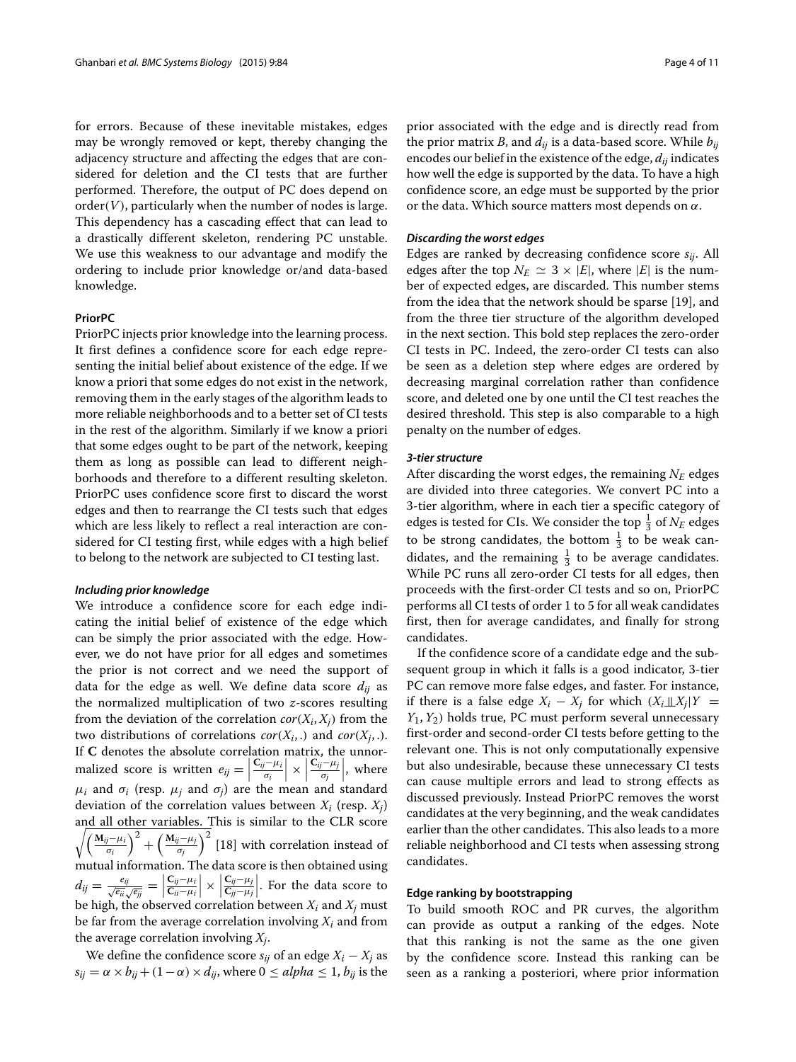for errors. Because of these inevitable mistakes, edges may be wrongly removed or kept, thereby changing the adjacency structure and affecting the edges that are considered for deletion and the CI tests that are further performed. Therefore, the output of PC does depend on order($V$), particularly when the number of nodes is large. This dependency has a cascading effect that can lead to a drastically different skeleton, rendering PC unstable. We use this weakness to our advantage and modify the ordering to include prior knowledge or/and data-based knowledge.

### PriorPC

PriorPC injects prior knowledge into the learning process. It first defines a confidence score for each edge representing the initial belief about existence of the edge. If we know a priori that some edges do not exist in the network, removing them in the early stages of the algorithm leads to more reliable neighborhoods and to a better set of CI tests in the rest of the algorithm. Similarly if we know a priori that some edges ought to be part of the network, keeping them as long as possible can lead to different neighborhoods and therefore to a different resulting skeleton. PriorPC uses confidence score first to discard the worst edges and then to rearrange the CI tests such that edges which are less likely to reflect a real interaction are considered for CI testing first, while edges with a high belief to belong to the network are subjected to CI testing last.

#### *Including prior knowledge*

We introduce a confidence score for each edge indicating the initial belief of existence of the edge which can be simply the prior associated with the edge. However, we do not have prior for all edges and sometimes the prior is not correct and we need the support of data for the edge as well. We define data score $d_{ij}$ as the normalized multiplication of two $z$-scores resulting from the deviation of the correlation $cor(X_i, X_j)$ from the two distributions of correlations $cor(X_i, .)$ and $cor(X_j, .)$. If $\mathbf{C}$ denotes the absolute correlation matrix, the unnormalized score is written $e_{ij} = \left|\frac{\mathbf{C}_{ij}-\mu_i}{\sigma_i}\right| \times \left|\frac{\mathbf{C}_{ij}-\mu_j}{\sigma_j}\right|$, where $\mu_i$ and $\sigma_i$ (resp. $\mu_j$ and $\sigma_j$) are the mean and standard deviation of the correlation values between $X_i$ (resp. $X_j$) and all other variables. This is similar to the CLR score $\sqrt{\left(\frac{\mathbf{M}_{ij}-\mu_i}{\sigma_i}\right)^2 + \left(\frac{\mathbf{M}_{ij}-\mu_j}{\sigma_j}\right)^2}$ [18] with correlation instead of mutual information. The data score is then obtained using $d_{ij} = \frac{e_{ij}}{\sqrt{e_{ii}}\sqrt{e_{jj}}} = \left|\frac{\mathbf{C}_{ij}-\mu_i}{\mathbf{C}_{ii}-\mu_i}\right| \times \left|\frac{\mathbf{C}_{ij}-\mu_j}{\mathbf{C}_{jj}-\mu_j}\right|$. For the data score to be high, the observed correlation between $X_i$ and $X_j$ must be far from the average correlation involving $X_i$ and from the average correlation involving $X_j$.

We define the confidence score $s_{ij}$ of an edge $X_i - X_j$ as $s_{ij} = \alpha \times b_{ij} + (1-\alpha) \times d_{ij}$, where $0 \leq alpha \leq 1$, $b_{ij}$ is the prior associated with the edge and is directly read from the prior matrix $B$, and $d_{ij}$ is a data-based score. While $b_{ij}$ encodes our belief in the existence of the edge, $d_{ij}$ indicates how well the edge is supported by the data. To have a high confidence score, an edge must be supported by the prior or the data. Which source matters most depends on $\alpha$.

#### *Discarding the worst edges*

Edges are ranked by decreasing confidence score $s_{ij}$. All edges after the top $N_E \simeq 3 \times |E|$, where $|E|$ is the number of expected edges, are discarded. This number stems from the idea that the network should be sparse [19], and from the three tier structure of the algorithm developed in the next section. This bold step replaces the zero-order CI tests in PC. Indeed, the zero-order CI tests can also be seen as a deletion step where edges are ordered by decreasing marginal correlation rather than confidence score, and deleted one by one until the CI test reaches the desired threshold. This step is also comparable to a high penalty on the number of edges.

#### *3-tier structure*

After discarding the worst edges, the remaining $N_E$ edges are divided into three categories. We convert PC into a 3-tier algorithm, where in each tier a specific category of edges is tested for CIs. We consider the top $\frac{1}{3}$ of $N_E$ edges to be strong candidates, the bottom $\frac{1}{3}$ to be weak candidates, and the remaining $\frac{1}{3}$ to be average candidates. While PC runs all zero-order CI tests for all edges, then proceeds with the first-order CI tests and so on, PriorPC performs all CI tests of order 1 to 5 for all weak candidates first, then for average candidates, and finally for strong candidates.

If the confidence score of a candidate edge and the subsequent group in which it falls is a good indicator, 3-tier PC can remove more false edges, and faster. For instance, if there is a false edge $X_i - X_j$ for which $(X_i \perp\!\!\!\perp X_j | Y = Y_1, Y_2)$ holds true, PC must perform several unnecessary first-order and second-order CI tests before getting to the relevant one. This is not only computationally expensive but also undesirable, because these unnecessary CI tests can cause multiple errors and lead to strong effects as discussed previously. Instead PriorPC removes the worst candidates at the very beginning, and the weak candidates earlier than the other candidates. This also leads to a more reliable neighborhood and CI tests when assessing strong candidates.

### Edge ranking by bootstrapping

To build smooth ROC and PR curves, the algorithm can provide as output a ranking of the edges. Note that this ranking is not the same as the one given by the confidence score. Instead this ranking can be seen as a ranking a posteriori, where prior information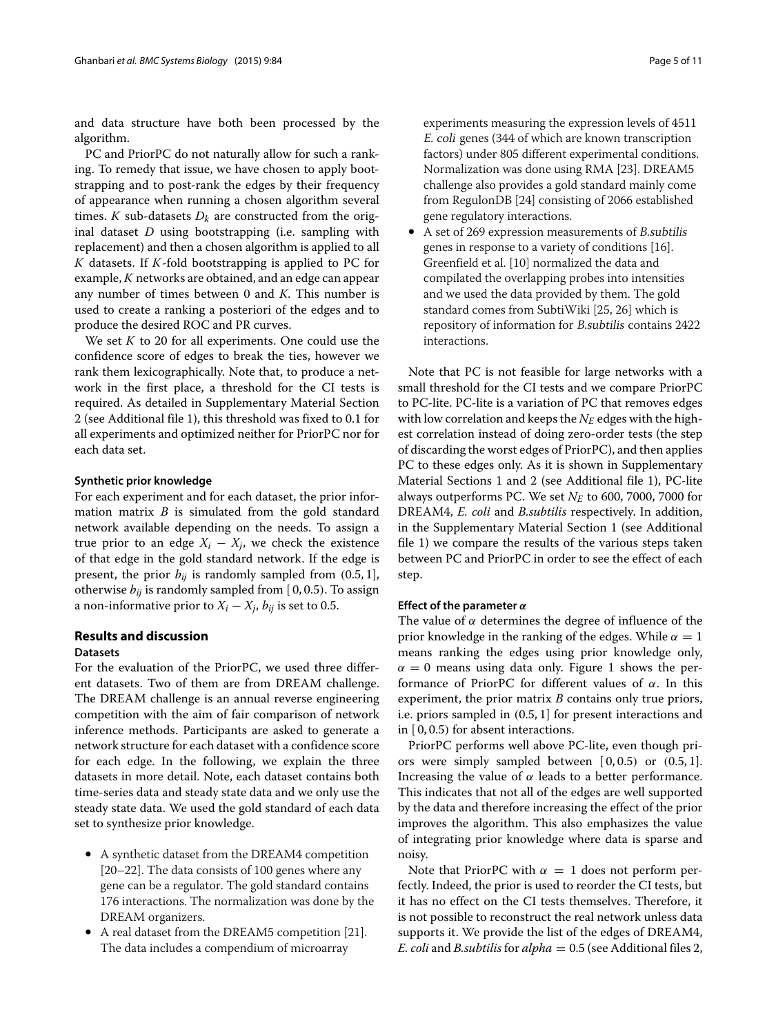and data structure have both been processed by the algorithm.

PC and PriorPC do not naturally allow for such a ranking. To remedy that issue, we have chosen to apply bootstrapping and to post-rank the edges by their frequency of appearance when running a chosen algorithm several times. $K$ sub-datasets $D_k$ are constructed from the original dataset $D$ using bootstrapping (i.e. sampling with replacement) and then a chosen algorithm is applied to all $K$ datasets. If $K$-fold bootstrapping is applied to PC for example, $K$ networks are obtained, and an edge can appear any number of times between 0 and $K$. This number is used to create a ranking a posteriori of the edges and to produce the desired ROC and PR curves.

We set $K$ to 20 for all experiments. One could use the confidence score of edges to break the ties, however we rank them lexicographically. Note that, to produce a network in the first place, a threshold for the CI tests is required. As detailed in Supplementary Material Section 2 (see Additional file 1), this threshold was fixed to 0.1 for all experiments and optimized neither for PriorPC nor for each data set.

#### Synthetic prior knowledge

For each experiment and for each dataset, the prior information matrix $B$ is simulated from the gold standard network available depending on the needs. To assign a true prior to an edge $X_i - X_j$, we check the existence of that edge in the gold standard network. If the edge is present, the prior $b_{ij}$ is randomly sampled from $(0.5, 1]$, otherwise $b_{ij}$ is randomly sampled from $[0, 0.5)$. To assign a non-informative prior to $X_i - X_j$, $b_{ij}$ is set to 0.5.

## Results and discussion

### Datasets

For the evaluation of the PriorPC, we used three different datasets. Two of them are from DREAM challenge. The DREAM challenge is an annual reverse engineering competition with the aim of fair comparison of network inference methods. Participants are asked to generate a network structure for each dataset with a confidence score for each edge. In the following, we explain the three datasets in more detail. Note, each dataset contains both time-series data and steady state data and we only use the steady state data. We used the gold standard of each data set to synthesize prior knowledge.

- A synthetic dataset from the DREAM4 competition [20–22]. The data consists of 100 genes where any gene can be a regulator. The gold standard contains 176 interactions. The normalization was done by the DREAM organizers.
- A real dataset from the DREAM5 competition [21]. The data includes a compendium of microarray experiments measuring the expression levels of 4511 *E. coli* genes (344 of which are known transcription factors) under 805 different experimental conditions. Normalization was done using RMA [23]. DREAM5 challenge also provides a gold standard mainly come from RegulonDB [24] consisting of 2066 established gene regulatory interactions.
- A set of 269 expression measurements of *B.subtilis* genes in response to a variety of conditions [16]. Greenfield et al. [10] normalized the data and compilated the overlapping probes into intensities and we used the data provided by them. The gold standard comes from SubtiWiki [25, 26] which is repository of information for *B.subtilis* contains 2422 interactions.

Note that PC is not feasible for large networks with a small threshold for the CI tests and we compare PriorPC to PC-lite. PC-lite is a variation of PC that removes edges with low correlation and keeps the $N_E$ edges with the highest correlation instead of doing zero-order tests (the step of discarding the worst edges of PriorPC), and then applies PC to these edges only. As it is shown in Supplementary Material Sections 1 and 2 (see Additional file 1), PC-lite always outperforms PC. We set $N_E$ to 600, 7000, 7000 for DREAM4, *E. coli* and *B.subtilis* respectively. In addition, in the Supplementary Material Section 1 (see Additional file 1) we compare the results of the various steps taken between PC and PriorPC in order to see the effect of each step.

#### Effect of the parameter $\alpha$

The value of $\alpha$ determines the degree of influence of the prior knowledge in the ranking of the edges. While $\alpha = 1$ means ranking the edges using prior knowledge only, $\alpha = 0$ means using data only. Figure 1 shows the performance of PriorPC for different values of $\alpha$. In this experiment, the prior matrix $B$ contains only true priors, i.e. priors sampled in $(0.5, 1]$ for present interactions and in $[0, 0.5)$ for absent interactions.

PriorPC performs well above PC-lite, even though priors were simply sampled between $[0, 0.5)$ or $(0.5, 1]$. Increasing the value of $\alpha$ leads to a better performance. This indicates that not all of the edges are well supported by the data and therefore increasing the effect of the prior improves the algorithm. This also emphasizes the value of integrating prior knowledge where data is sparse and noisy.

Note that PriorPC with $\alpha = 1$ does not perform perfectly. Indeed, the prior is used to reorder the CI tests, but it has no effect on the CI tests themselves. Therefore, it is not possible to reconstruct the real network unless data supports it. We provide the list of the edges of DREAM4, *E. coli* and *B.subtilis* for $alpha = 0.5$ (see Additional files 2,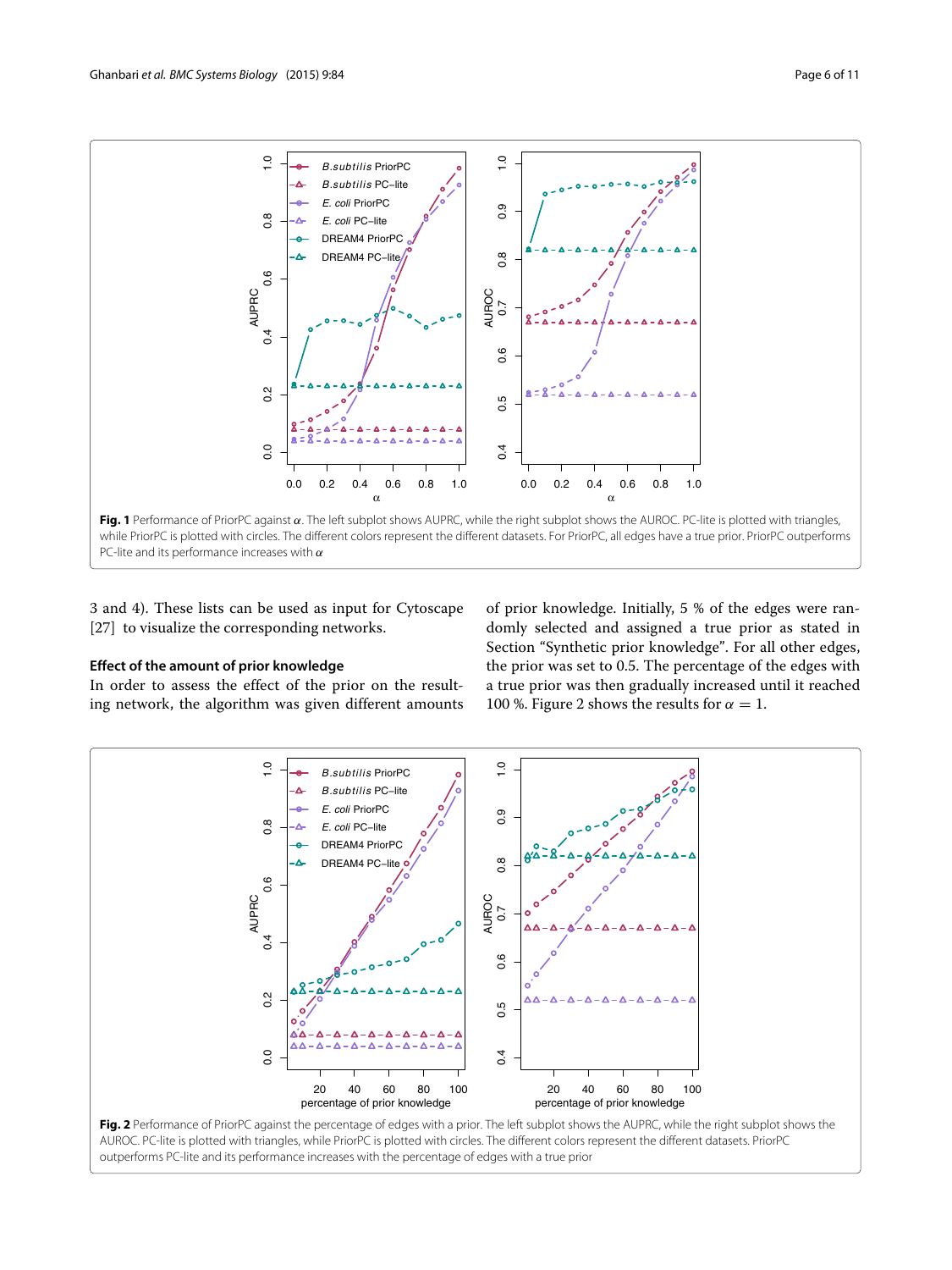Fig. 1 Performance of PriorPC against $\alpha$. The left subplot shows AUPRC, while the right subplot shows the AUROC. PC-lite is plotted with triangles, while PriorPC is plotted with circles. The different colors represent the different datasets. For PriorPC, all edges have a true prior. PriorPC outperforms PC-lite and its performance increases with $\alpha$

3 and 4). These lists can be used as input for Cytoscape [27] to visualize the corresponding networks.

### Effect of the amount of prior knowledge

In order to assess the effect of the prior on the resulting network, the algorithm was given different amounts of prior knowledge. Initially, 5 % of the edges were randomly selected and assigned a true prior as stated in Section "Synthetic prior knowledge". For all other edges, the prior was set to 0.5. The percentage of the edges with a true prior was then gradually increased until it reached 100 %. Figure 2 shows the results for $\alpha = 1$.

Fig. 2 Performance of PriorPC against the percentage of edges with a prior. The left subplot shows the AUPRC, while the right subplot shows the AUROC. PC-lite is plotted with triangles, while PriorPC is plotted with circles. The different colors represent the different datasets. PriorPC outperforms PC-lite and its performance increases with the percentage of edges with a true prior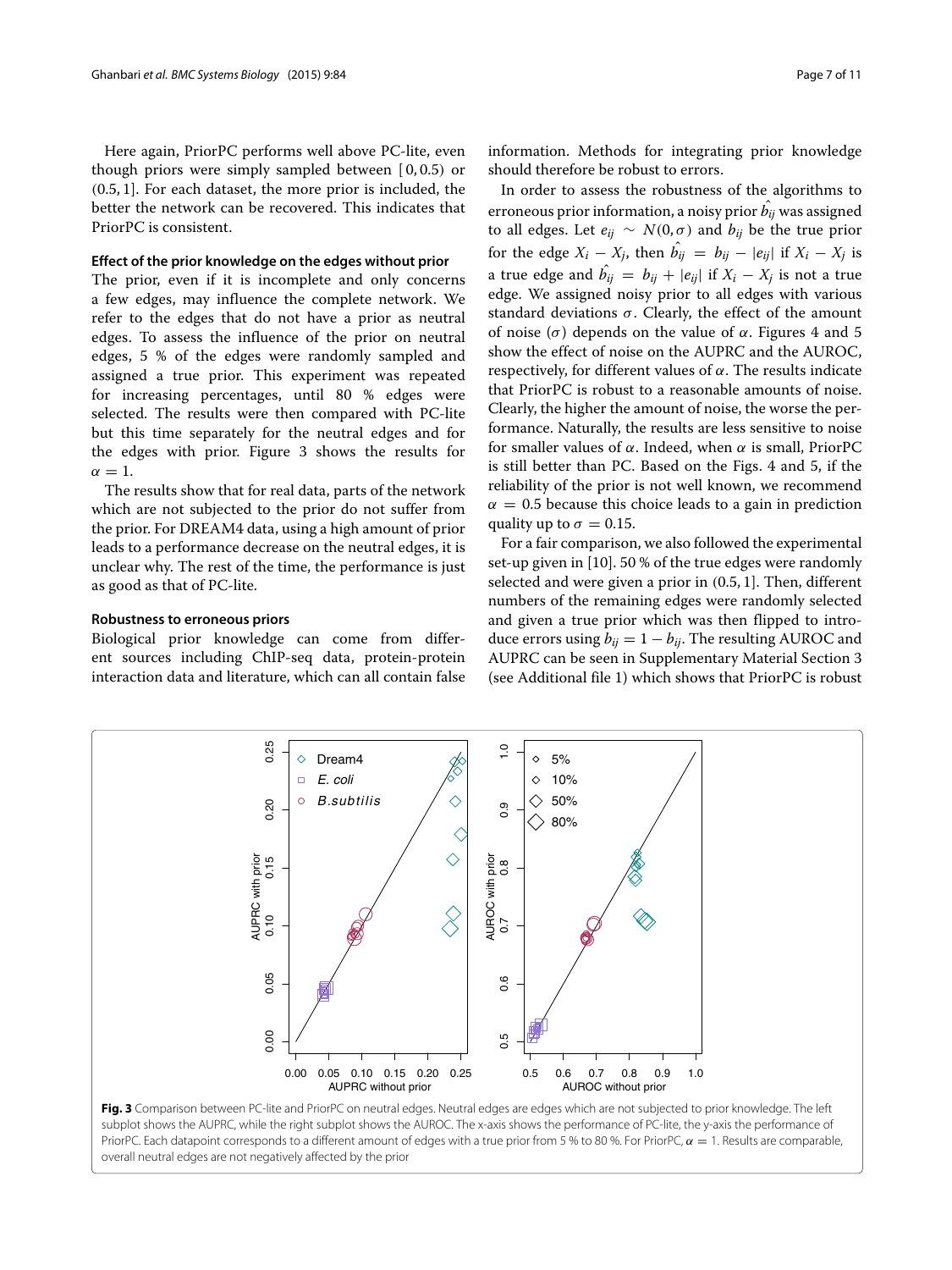Here again, PriorPC performs well above PC-lite, even though priors were simply sampled between $[0, 0.5)$ or $(0.5, 1]$. For each dataset, the more prior is included, the better the network can be recovered. This indicates that PriorPC is consistent.

#### Effect of the prior knowledge on the edges without prior

The prior, even if it is incomplete and only concerns a few edges, may influence the complete network. We refer to the edges that do not have a prior as neutral edges. To assess the influence of the prior on neutral edges, 5 % of the edges were randomly sampled and assigned a true prior. This experiment was repeated for increasing percentages, until 80 % edges were selected. The results were then compared with PC-lite but this time separately for the neutral edges and for the edges with prior. Figure 3 shows the results for $\alpha = 1$.

The results show that for real data, parts of the network which are not subjected to the prior do not suffer from the prior. For DREAM4 data, using a high amount of prior leads to a performance decrease on the neutral edges, it is unclear why. The rest of the time, the performance is just as good as that of PC-lite.

#### Robustness to erroneous priors

Biological prior knowledge can come from different sources including ChIP-seq data, protein-protein interaction data and literature, which can all contain false information. Methods for integrating prior knowledge should therefore be robust to errors.

In order to assess the robustness of the algorithms to erroneous prior information, a noisy prior $\hat{b_{ij}}$ was assigned to all edges. Let $e_{ij} \sim N(0, \sigma)$ and $b_{ij}$ be the true prior for the edge $X_i - X_j$, then $\hat{b_{ij}} = b_{ij} - |e_{ij}|$ if $X_i - X_j$ is a true edge and $\hat{b_{ij}} = b_{ij} + |e_{ij}|$ if $X_i - X_j$ is not a true edge. We assigned noisy prior to all edges with various standard deviations $\sigma$. Clearly, the effect of the amount of noise ($\sigma$) depends on the value of $\alpha$. Figures 4 and 5 show the effect of noise on the AUPRC and the AUROC, respectively, for different values of $\alpha$. The results indicate that PriorPC is robust to a reasonable amounts of noise. Clearly, the higher the amount of noise, the worse the performance. Naturally, the results are less sensitive to noise for smaller values of $\alpha$. Indeed, when $\alpha$ is small, PriorPC is still better than PC. Based on the Figs. 4 and 5, if the reliability of the prior is not well known, we recommend $\alpha = 0.5$ because this choice leads to a gain in prediction quality up to $\sigma = 0.15$.

For a fair comparison, we also followed the experimental set-up given in [10]. 50 % of the true edges were randomly selected and were given a prior in $(0.5, 1]$. Then, different numbers of the remaining edges were randomly selected and given a true prior which was then flipped to introduce errors using $b_{ij} = 1 - b_{ij}$. The resulting AUROC and AUPRC can be seen in Supplementary Material Section 3 (see Additional file 1) which shows that PriorPC is robust

**Fig. 3** Comparison between PC-lite and PriorPC on neutral edges. Neutral edges are edges which are not subjected to prior knowledge. The left subplot shows the AUPRC, while the right subplot shows the AUROC. The x-axis shows the performance of PC-lite, the y-axis the performance of PriorPC. Each datapoint corresponds to a different amount of edges with a true prior from 5 % to 80 %. For PriorPC, $\alpha = 1$. Results are comparable, overall neutral edges are not negatively affected by the prior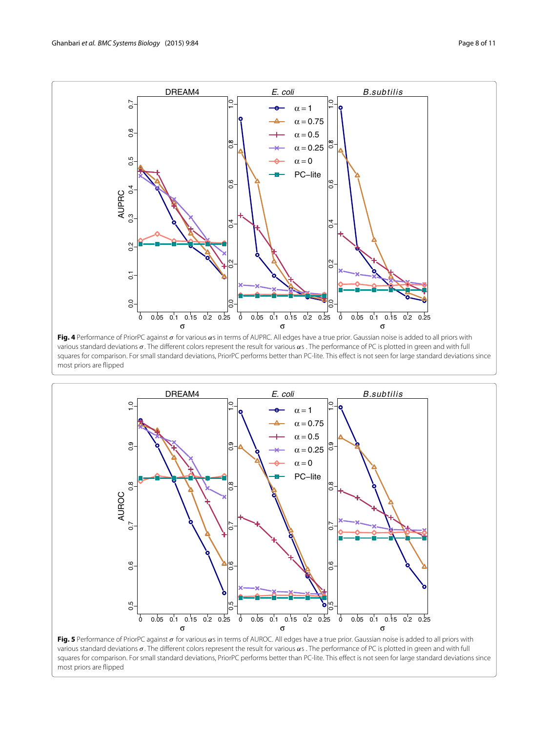**Fig. 4** Performance of PriorPC against $\sigma$ for various $\alpha$s in terms of AUPRC. All edges have a true prior. Gaussian noise is added to all priors with various standard deviations $\sigma$. The different colors represent the result for various $\alpha$s . The performance of PC is plotted in green and with full squares for comparison. For small standard deviations, PriorPC performs better than PC-lite. This effect is not seen for large standard deviations since most priors are flipped

**Fig. 5** Performance of PriorPC against $\sigma$ for various $\alpha$s in terms of AUROC. All edges have a true prior. Gaussian noise is added to all priors with various standard deviations $\sigma$. The different colors represent the result for various $\alpha$s . The performance of PC is plotted in green and with full squares for comparison. For small standard deviations, PriorPC performs better than PC-lite. This effect is not seen for large standard deviations since most priors are flipped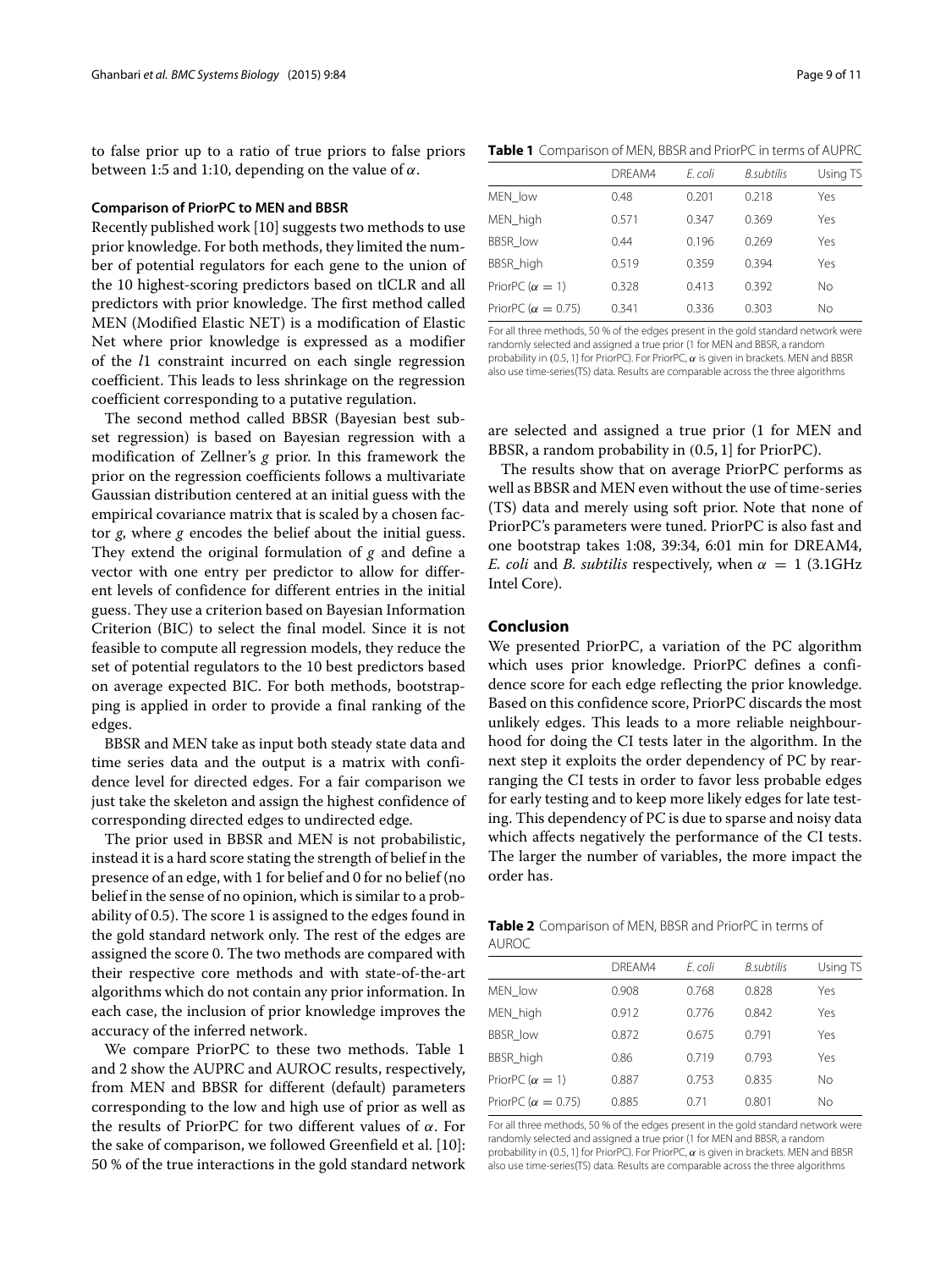to false prior up to a ratio of true priors to false priors between 1:5 and 1:10, depending on the value of $\alpha$.

#### Comparison of PriorPC to MEN and BBSR

Recently published work [10] suggests two methods to use prior knowledge. For both methods, they limited the number of potential regulators for each gene to the union of the 10 highest-scoring predictors based on tlCLR and all predictors with prior knowledge. The first method called MEN (Modified Elastic NET) is a modification of Elastic Net where prior knowledge is expressed as a modifier of the $l1$ constraint incurred on each single regression coefficient. This leads to less shrinkage on the regression coefficient corresponding to a putative regulation.

The second method called BBSR (Bayesian best subset regression) is based on Bayesian regression with a modification of Zellner's $g$ prior. In this framework the prior on the regression coefficients follows a multivariate Gaussian distribution centered at an initial guess with the empirical covariance matrix that is scaled by a chosen factor $g$, where $g$ encodes the belief about the initial guess. They extend the original formulation of $g$ and define a vector with one entry per predictor to allow for different levels of confidence for different entries in the initial guess. They use a criterion based on Bayesian Information Criterion (BIC) to select the final model. Since it is not feasible to compute all regression models, they reduce the set of potential regulators to the 10 best predictors based on average expected BIC. For both methods, bootstrapping is applied in order to provide a final ranking of the edges.

BBSR and MEN take as input both steady state data and time series data and the output is a matrix with confidence level for directed edges. For a fair comparison we just take the skeleton and assign the highest confidence of corresponding directed edges to undirected edge.

The prior used in BBSR and MEN is not probabilistic, instead it is a hard score stating the strength of belief in the presence of an edge, with 1 for belief and 0 for no belief (no belief in the sense of no opinion, which is similar to a probability of 0.5). The score 1 is assigned to the edges found in the gold standard network only. The rest of the edges are assigned the score 0. The two methods are compared with their respective core methods and with state-of-the-art algorithms which do not contain any prior information. In each case, the inclusion of prior knowledge improves the accuracy of the inferred network.

We compare PriorPC to these two methods. Table 1 and 2 show the AUPRC and AUROC results, respectively, from MEN and BBSR for different (default) parameters corresponding to the low and high use of prior as well as the results of PriorPC for two different values of $\alpha$. For the sake of comparison, we followed Greenfield et al. [10]: 50 % of the true interactions in the gold standard network are selected and assigned a true prior (1 for MEN and BBSR, a random probability in (0.5, 1] for PriorPC).

**Table 1** Comparison of MEN, BBSR and PriorPC in terms of AUPRC

| | DREAM4 | *E. coli* | *B.subtilis* | Using TS |
|---|---|---|---|---|
| MEN_low | 0.48 | 0.201 | 0.218 | Yes |
| MEN_high | 0.571 | 0.347 | 0.369 | Yes |
| BBSR_low | 0.44 | 0.196 | 0.269 | Yes |
| BBSR_high | 0.519 | 0.359 | 0.394 | Yes |
| PriorPC ($\alpha = 1$) | 0.328 | 0.413 | 0.392 | No |
| PriorPC ($\alpha = 0.75$) | 0.341 | 0.336 | 0.303 | No |

For all three methods, 50 % of the edges present in the gold standard network were randomly selected and assigned a true prior (1 for MEN and BBSR, a random probability in (0.5, 1] for PriorPC). For PriorPC, $\alpha$ is given in brackets. MEN and BBSR also use time-series(TS) data. Results are comparable across the three algorithms

The results show that on average PriorPC performs as well as BBSR and MEN even without the use of time-series (TS) data and merely using soft prior. Note that none of PriorPC's parameters were tuned. PriorPC is also fast and one bootstrap takes 1:08, 39:34, 6:01 min for DREAM4, *E. coli* and *B. subtilis* respectively, when $\alpha = 1$ (3.1GHz Intel Core).

## Conclusion

We presented PriorPC, a variation of the PC algorithm which uses prior knowledge. PriorPC defines a confidence score for each edge reflecting the prior knowledge. Based on this confidence score, PriorPC discards the most unlikely edges. This leads to a more reliable neighbourhood for doing the CI tests later in the algorithm. In the next step it exploits the order dependency of PC by rearranging the CI tests in order to favor less probable edges for early testing and to keep more likely edges for late testing. This dependency of PC is due to sparse and noisy data which affects negatively the performance of the CI tests. The larger the number of variables, the more impact the order has.

**Table 2** Comparison of MEN, BBSR and PriorPC in terms of AUROC

| | DREAM4 | *E. coli* | *B.subtilis* | Using TS |
|---|---|---|---|---|
| MEN_low | 0.908 | 0.768 | 0.828 | Yes |
| MEN_high | 0.912 | 0.776 | 0.842 | Yes |
| BBSR_low | 0.872 | 0.675 | 0.791 | Yes |
| BBSR_high | 0.86 | 0.719 | 0.793 | Yes |
| PriorPC ($\alpha = 1$) | 0.887 | 0.753 | 0.835 | No |
| PriorPC ($\alpha = 0.75$) | 0.885 | 0.71 | 0.801 | No |

For all three methods, 50 % of the edges present in the gold standard network were randomly selected and assigned a true prior (1 for MEN and BBSR, a random probability in (0.5, 1] for PriorPC). For PriorPC, $\alpha$ is given in brackets. MEN and BBSR also use time-series(TS) data. Results are comparable across the three algorithms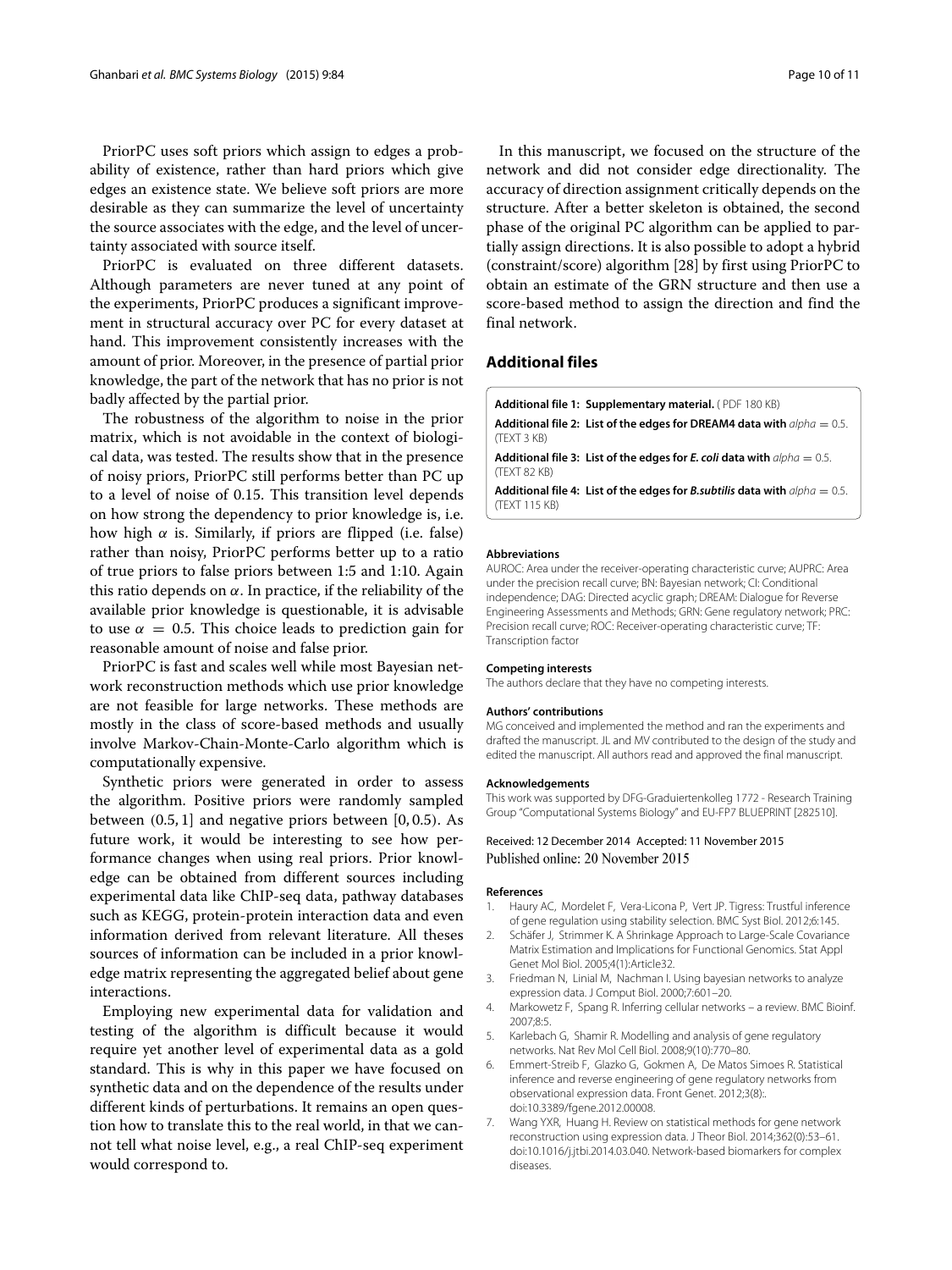PriorPC uses soft priors which assign to edges a probability of existence, rather than hard priors which give edges an existence state. We believe soft priors are more desirable as they can summarize the level of uncertainty the source associates with the edge, and the level of uncertainty associated with source itself.

PriorPC is evaluated on three different datasets. Although parameters are never tuned at any point of the experiments, PriorPC produces a significant improvement in structural accuracy over PC for every dataset at hand. This improvement consistently increases with the amount of prior. Moreover, in the presence of partial prior knowledge, the part of the network that has no prior is not badly affected by the partial prior.

The robustness of the algorithm to noise in the prior matrix, which is not avoidable in the context of biological data, was tested. The results show that in the presence of noisy priors, PriorPC still performs better than PC up to a level of noise of 0.15. This transition level depends on how strong the dependency to prior knowledge is, i.e. how high $\alpha$ is. Similarly, if priors are flipped (i.e. false) rather than noisy, PriorPC performs better up to a ratio of true priors to false priors between 1:5 and 1:10. Again this ratio depends on $\alpha$. In practice, if the reliability of the available prior knowledge is questionable, it is advisable to use $\alpha = 0.5$. This choice leads to prediction gain for reasonable amount of noise and false prior.

PriorPC is fast and scales well while most Bayesian network reconstruction methods which use prior knowledge are not feasible for large networks. These methods are mostly in the class of score-based methods and usually involve Markov-Chain-Monte-Carlo algorithm which is computationally expensive.

Synthetic priors were generated in order to assess the algorithm. Positive priors were randomly sampled between $(0.5, 1]$ and negative priors between $[0, 0.5)$. As future work, it would be interesting to see how performance changes when using real priors. Prior knowledge can be obtained from different sources including experimental data like ChIP-seq data, pathway databases such as KEGG, protein-protein interaction data and even information derived from relevant literature. All theses sources of information can be included in a prior knowledge matrix representing the aggregated belief about gene interactions.

Employing new experimental data for validation and testing of the algorithm is difficult because it would require yet another level of experimental data as a gold standard. This is why in this paper we have focused on synthetic data and on the dependence of the results under different kinds of perturbations. It remains an open question how to translate this to the real world, in that we cannot tell what noise level, e.g., a real ChIP-seq experiment would correspond to.

In this manuscript, we focused on the structure of the network and did not consider edge directionality. The accuracy of direction assignment critically depends on the structure. After a better skeleton is obtained, the second phase of the original PC algorithm can be applied to partially assign directions. It is also possible to adopt a hybrid (constraint/score) algorithm [28] by first using PriorPC to obtain an estimate of the GRN structure and then use a score-based method to assign the direction and find the final network.

## Additional files

**Additional file 1: Supplementary material.** ( PDF 180 KB)

**Additional file 2: List of the edges for DREAM4 data with** $alpha = 0.5$. (TEXT 3 KB)

**Additional file 3: List of the edges for *E. coli* data with** $alpha = 0.5$. (TEXT 82 KB)

**Additional file 4: List of the edges for *B.subtilis* data with** $alpha = 0.5$. (TEXT 115 KB)

#### Abbreviations

AUROC: Area under the receiver-operating characteristic curve; AUPRC: Area under the precision recall curve; BN: Bayesian network; CI: Conditional independence; DAG: Directed acyclic graph; DREAM: Dialogue for Reverse Engineering Assessments and Methods; GRN: Gene regulatory network; PRC: Precision recall curve; ROC: Receiver-operating characteristic curve; TF: Transcription factor

#### Competing interests

The authors declare that they have no competing interests.

#### Authors' contributions

MG conceived and implemented the method and ran the experiments and drafted the manuscript. JL and MV contributed to the design of the study and edited the manuscript. All authors read and approved the final manuscript.

#### Acknowledgements

This work was supported by DFG-Graduiertenkolleg 1772 - Research Training Group "Computational Systems Biology" and EU-FP7 BLUEPRINT [282510].

Received: 12 December 2014 Accepted: 11 November 2015
Published online: 20 November 2015

#### References

1. Haury AC, Mordelet F, Vera-Licona P, Vert JP. Tigress: Trustful inference of gene regulation using stability selection. BMC Syst Biol. 2012;6:145.
2. Schäfer J, Strimmer K. A Shrinkage Approach to Large-Scale Covariance Matrix Estimation and Implications for Functional Genomics. Stat Appl Genet Mol Biol. 2005;4(1):Article32.
3. Friedman N, Linial M, Nachman I. Using bayesian networks to analyze expression data. J Comput Biol. 2000;7:601–20.
4. Markowetz F, Spang R. Inferring cellular networks – a review. BMC Bioinf. 2007;8:5.
5. Karlebach G, Shamir R. Modelling and analysis of gene regulatory networks. Nat Rev Mol Cell Biol. 2008;9(10):770–80.
6. Emmert-Streib F, Glazko G, Gokmen A, De Matos Simoes R. Statistical inference and reverse engineering of gene regulatory networks from observational expression data. Front Genet. 2012;3(8):. doi:10.3389/fgene.2012.00008.
7. Wang YXR, Huang H. Review on statistical methods for gene network reconstruction using expression data. J Theor Biol. 2014;362(0):53–61. doi:10.1016/j.jtbi.2014.03.040. Network-based biomarkers for complex diseases.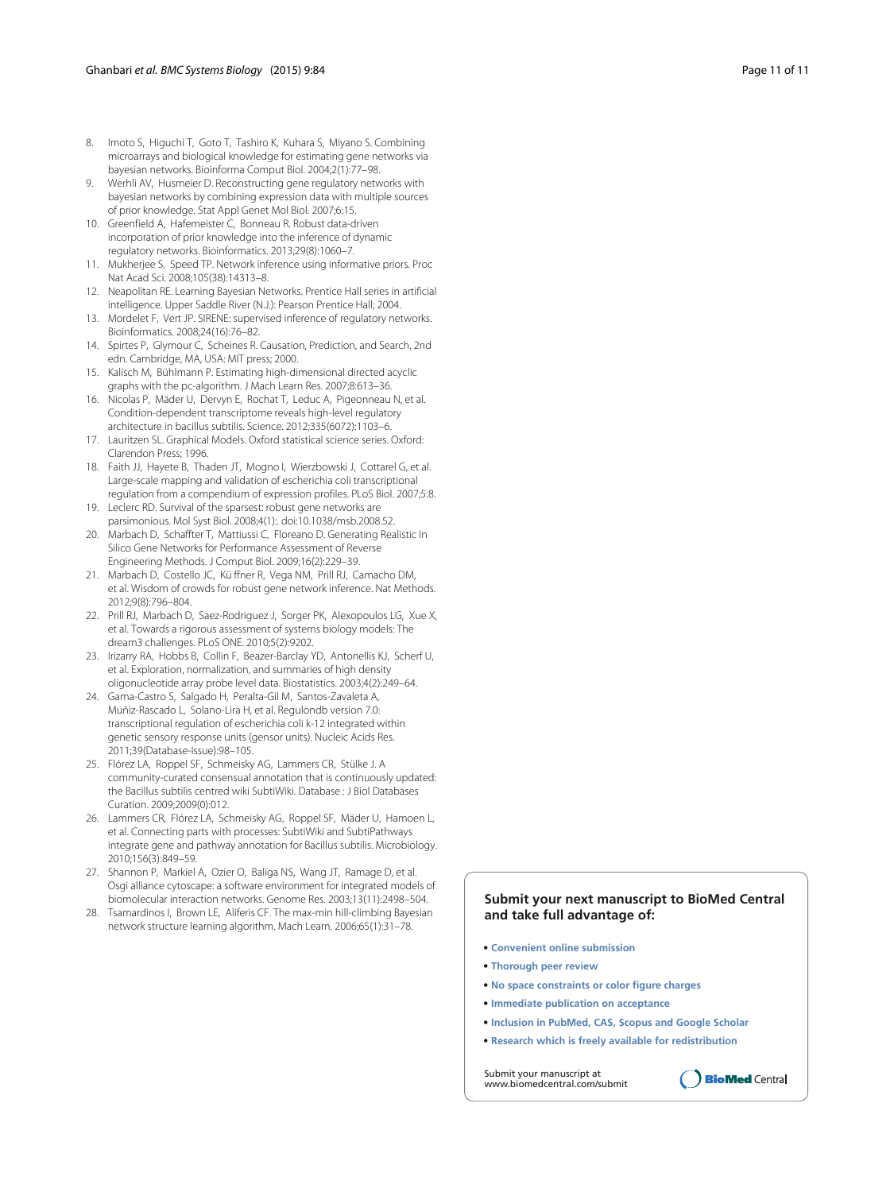8. Imoto S, Higuchi T, Goto T, Tashiro K, Kuhara S, Miyano S. Combining microarrays and biological knowledge for estimating gene networks via bayesian networks. Bioinforma Comput Biol. 2004;2(1):77–98.
9. Werhli AV, Husmeier D. Reconstructing gene regulatory networks with bayesian networks by combining expression data with multiple sources of prior knowledge. Stat Appl Genet Mol Biol. 2007;6:15.
10. Greenfield A, Hafemeister C, Bonneau R. Robust data-driven incorporation of prior knowledge into the inference of dynamic regulatory networks. Bioinformatics. 2013;29(8):1060–7.
11. Mukherjee S, Speed TP. Network inference using informative priors. Proc Nat Acad Sci. 2008;105(38):14313–8.
12. Neapolitan RE. Learning Bayesian Networks. Prentice Hall series in artificial intelligence. Upper Saddle River (N.J.): Pearson Prentice Hall; 2004.
13. Mordelet F, Vert JP. SIRENE: supervised inference of regulatory networks. Bioinformatics. 2008;24(16):76–82.
14. Spirtes P, Glymour C, Scheines R. Causation, Prediction, and Search, 2nd edn. Cambridge, MA, USA: MIT press; 2000.
15. Kalisch M, Bühlmann P. Estimating high-dimensional directed acyclic graphs with the pc-algorithm. J Mach Learn Res. 2007;8:613–36.
16. Nicolas P, Mäder U, Dervyn E, Rochat T, Leduc A, Pigeonneau N, et al. Condition-dependent transcriptome reveals high-level regulatory architecture in bacillus subtilis. Science. 2012;335(6072):1103–6.
17. Lauritzen SL. Graphical Models. Oxford statistical science series. Oxford: Clarendon Press; 1996.
18. Faith JJ, Hayete B, Thaden JT, Mogno I, Wierzbowski J, Cottarel G, et al. Large-scale mapping and validation of escherichia coli transcriptional regulation from a compendium of expression profiles. PLoS Biol. 2007;5:8.
19. Leclerc RD. Survival of the sparsest: robust gene networks are parsimonious. Mol Syst Biol. 2008;4(1):. doi:10.1038/msb.2008.52.
20. Marbach D, Schaffter T, Mattiussi C, Floreano D. Generating Realistic In Silico Gene Networks for Performance Assessment of Reverse Engineering Methods. J Comput Biol. 2009;16(2):229–39.
21. Marbach D, Costello JC, Kü ffner R, Vega NM, Prill RJ, Camacho DM, et al. Wisdom of crowds for robust gene network inference. Nat Methods. 2012;9(8):796–804.
22. Prill RJ, Marbach D, Saez-Rodriguez J, Sorger PK, Alexopoulos LG, Xue X, et al. Towards a rigorous assessment of systems biology models: The dream3 challenges. PLoS ONE. 2010;5(2):9202.
23. Irizarry RA, Hobbs B, Collin F, Beazer-Barclay YD, Antonellis KJ, Scherf U, et al. Exploration, normalization, and summaries of high density oligonucleotide array probe level data. Biostatistics. 2003;4(2):249–64.
24. Gama-Castro S, Salgado H, Peralta-Gil M, Santos-Zavaleta A, Muñiz-Rascado L, Solano-Lira H, et al. Regulondb version 7.0: transcriptional regulation of escherichia coli k-12 integrated within genetic sensory response units (gensor units). Nucleic Acids Res. 2011;39(Database-Issue):98–105.
25. Flórez LA, Roppel SF, Schmeisky AG, Lammers CR, Stülke J. A community-curated consensual annotation that is continuously updated: the Bacillus subtilis centred wiki SubtiWiki. Database : J Biol Databases Curation. 2009;2009(0):012.
26. Lammers CR, Flórez LA, Schmeisky AG, Roppel SF, Mäder U, Hamoen L, et al. Connecting parts with processes: SubtiWiki and SubtiPathways integrate gene and pathway annotation for Bacillus subtilis. Microbiology. 2010;156(3):849–59.
27. Shannon P, Markiel A, Ozier O, Baliga NS, Wang JT, Ramage D, et al. Osgi alliance cytoscape: a software environment for integrated models of biomolecular interaction networks. Genome Res. 2003;13(11):2498–504.
28. Tsamardinos I, Brown LE, Aliferis CF. The max-min hill-climbing Bayesian network structure learning algorithm. Mach Learn. 2006;65(1):31–78.

**Submit your next manuscript to BioMed Central and take full advantage of:**

- **Convenient online submission**
- **Thorough peer review**
- **No space constraints or color figure charges**
- **Immediate publication on acceptance**
- **Inclusion in PubMed, CAS, Scopus and Google Scholar**
- **Research which is freely available for redistribution**

Submit your manuscript at
www.biomedcentral.com/submit

BioMed Central